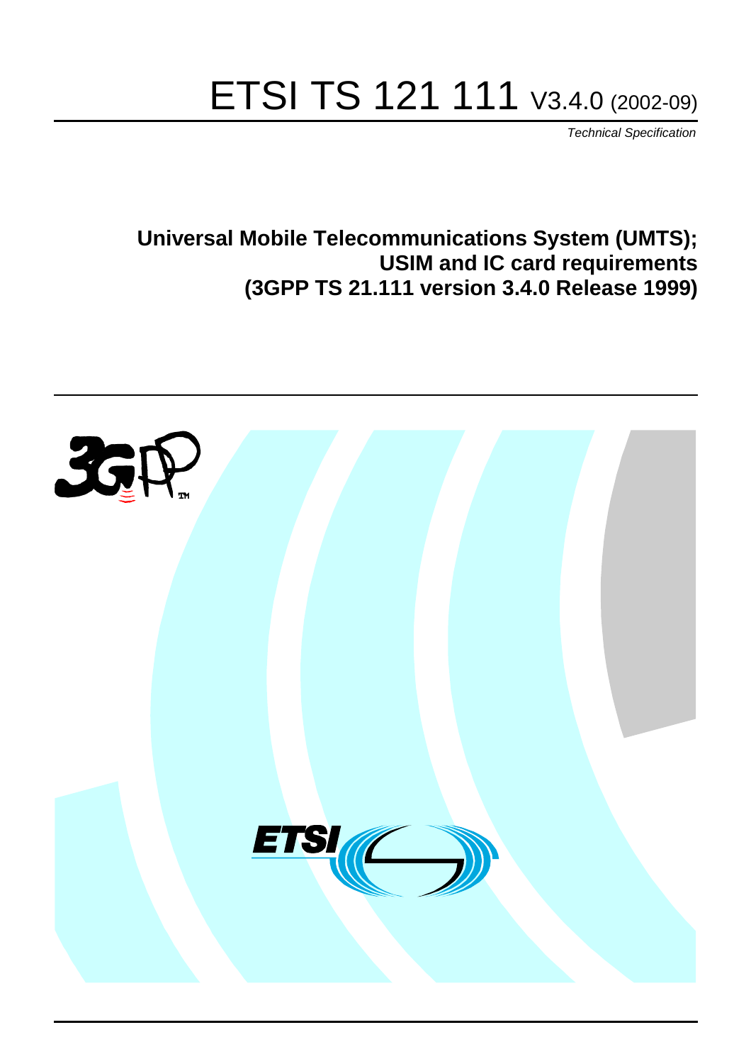# ETSI TS 121 111 V3.4.0 (2002-09)

*Technical Specification*

**Universal Mobile Telecommunications System (UMTS); USIM and IC card requirements (3GPP TS 21.111 version 3.4.0 Release 1999)**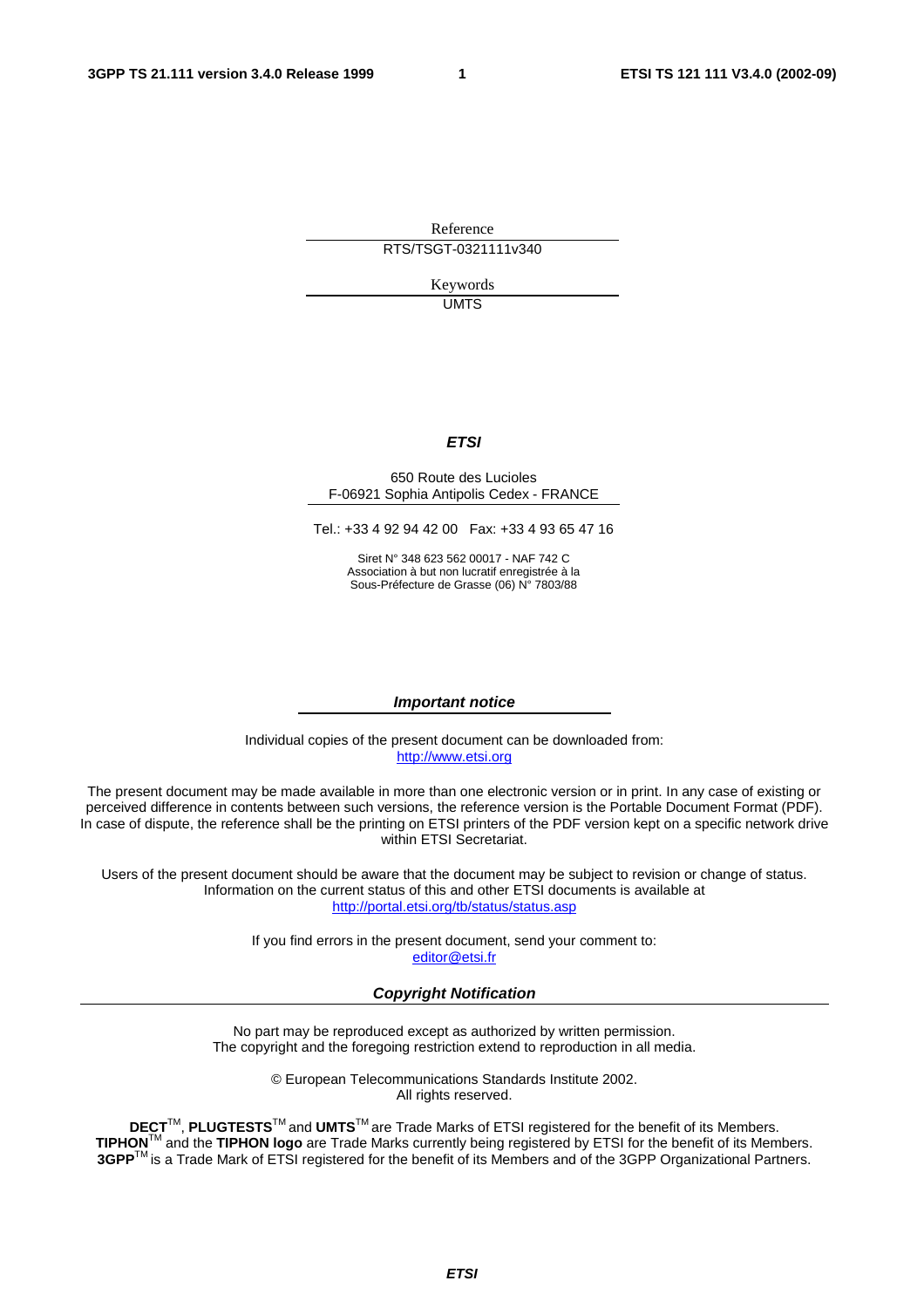Reference

RTS/TSGT-0321111v340

Keywords

UMTS

***ETSI***

650 Route des Lucioles
F-06921 Sophia Antipolis Cedex - FRANCE

Tel.: +33 4 92 94 42 00   Fax: +33 4 93 65 47 16

Siret N° 348 623 562 00017 - NAF 742 C
Association à but non lucratif enregistrée à la
Sous-Préfecture de Grasse (06) N° 7803/88

***Important notice***

Individual copies of the present document can be downloaded from:
http://www.etsi.org

The present document may be made available in more than one electronic version or in print. In any case of existing or perceived difference in contents between such versions, the reference version is the Portable Document Format (PDF). In case of dispute, the reference shall be the printing on ETSI printers of the PDF version kept on a specific network drive within ETSI Secretariat.

Users of the present document should be aware that the document may be subject to revision or change of status. Information on the current status of this and other ETSI documents is available at
http://portal.etsi.org/tb/status/status.asp

If you find errors in the present document, send your comment to:
editor@etsi.fr

***Copyright Notification***

No part may be reproduced except as authorized by written permission.
The copyright and the foregoing restriction extend to reproduction in all media.

© European Telecommunications Standards Institute 2002.
All rights reserved.

**DECT**TM, **PLUGTESTS**TM and **UMTS**TM are Trade Marks of ETSI registered for the benefit of its Members.
**TIPHON**TM and the **TIPHON logo** are Trade Marks currently being registered by ETSI for the benefit of its Members.
**3GPP**TM is a Trade Mark of ETSI registered for the benefit of its Members and of the 3GPP Organizational Partners.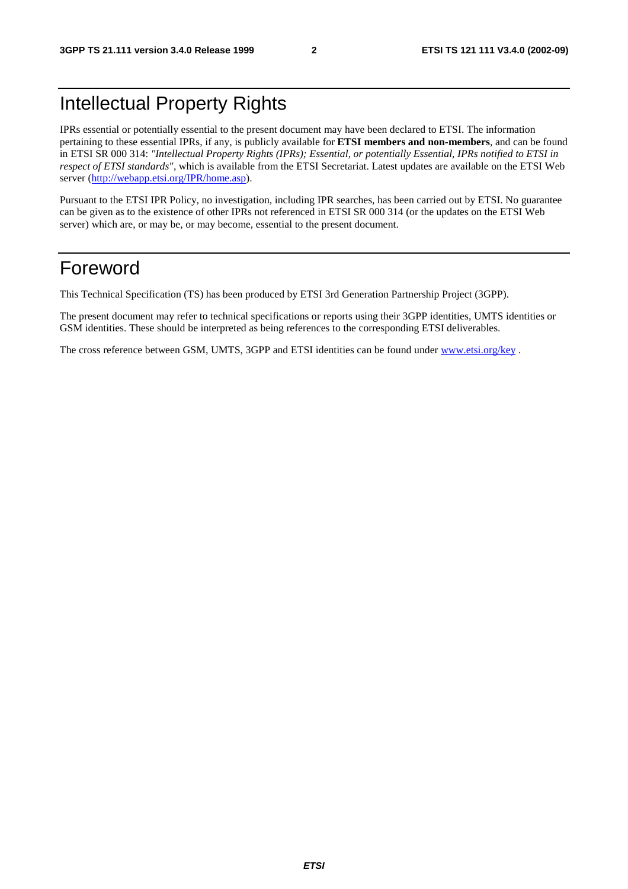# Intellectual Property Rights

IPRs essential or potentially essential to the present document may have been declared to ETSI. The information pertaining to these essential IPRs, if any, is publicly available for **ETSI members and non-members**, and can be found in ETSI SR 000 314: *"Intellectual Property Rights (IPRs); Essential, or potentially Essential, IPRs notified to ETSI in respect of ETSI standards"*, which is available from the ETSI Secretariat. Latest updates are available on the ETSI Web server (http://webapp.etsi.org/IPR/home.asp).

Pursuant to the ETSI IPR Policy, no investigation, including IPR searches, has been carried out by ETSI. No guarantee can be given as to the existence of other IPRs not referenced in ETSI SR 000 314 (or the updates on the ETSI Web server) which are, or may be, or may become, essential to the present document.

# Foreword

This Technical Specification (TS) has been produced by ETSI 3rd Generation Partnership Project (3GPP).

The present document may refer to technical specifications or reports using their 3GPP identities, UMTS identities or GSM identities. These should be interpreted as being references to the corresponding ETSI deliverables.

The cross reference between GSM, UMTS, 3GPP and ETSI identities can be found under www.etsi.org/key .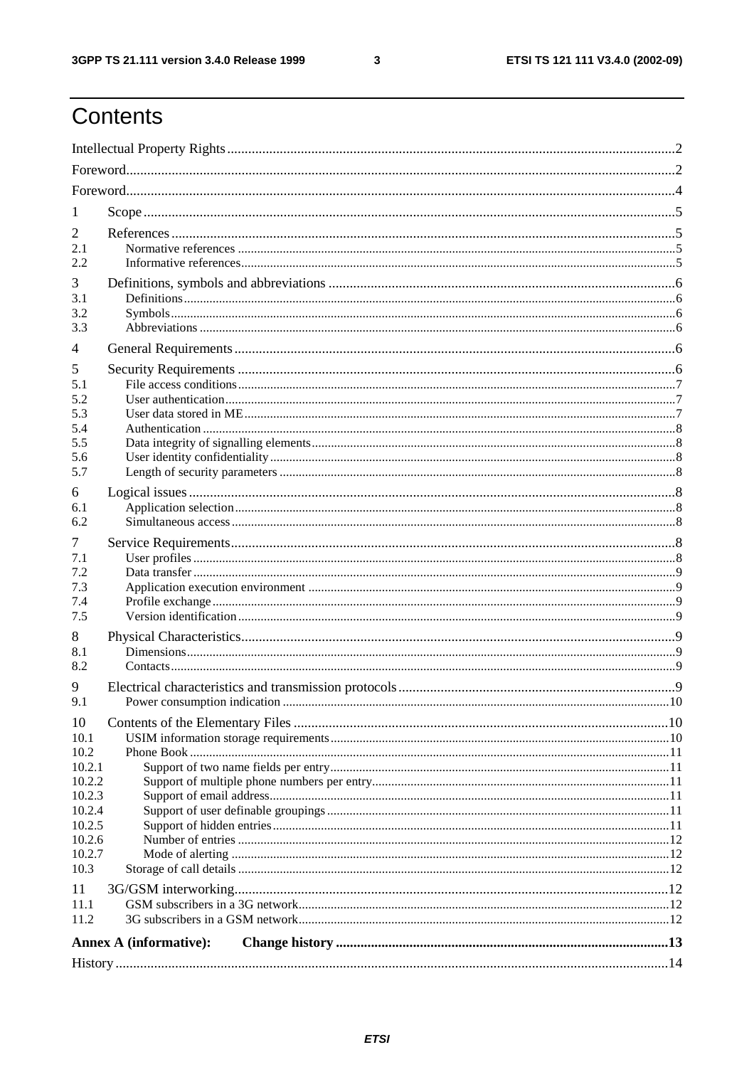# Contents

Intellectual Property Rights ....................................................................................................................2

Foreword....................................................................................................................................................2

Foreword....................................................................................................................................................4

1 Scope ......................................................................................................................................................5

2 References ..............................................................................................................................................5
- 2.1 Normative references ......................................................................................................................5
- 2.2 Informative references......................................................................................................................5

3 Definitions, symbols and abbreviations ..................................................................................................6
- 3.1 Definitions........................................................................................................................................6
- 3.2 Symbols............................................................................................................................................6
- 3.3 Abbreviations ...................................................................................................................................6

4 General Requirements .............................................................................................................................6

5 Security Requirements ............................................................................................................................6
- 5.1 File access conditions.......................................................................................................................7
- 5.2 User authentication...........................................................................................................................7
- 5.3 User data stored in ME.....................................................................................................................7
- 5.4 Authentication ..................................................................................................................................8
- 5.5 Data integrity of signalling elements................................................................................................8
- 5.6 User identity confidentiality .............................................................................................................8
- 5.7 Length of security parameters ..........................................................................................................8

6 Logical issues .........................................................................................................................................8
- 6.1 Application selection........................................................................................................................8
- 6.2 Simultaneous access.........................................................................................................................8

7 Service Requirements..............................................................................................................................8
- 7.1 User profiles .....................................................................................................................................8
- 7.2 Data transfer .....................................................................................................................................9
- 7.3 Application execution environment .................................................................................................9
- 7.4 Profile exchange...............................................................................................................................9
- 7.5 Version identification.......................................................................................................................9

8 Physical Characteristics...........................................................................................................................9
- 8.1 Dimensions.......................................................................................................................................9
- 8.2 Contacts............................................................................................................................................9

9 Electrical characteristics and transmission protocols ..............................................................................9
- 9.1 Power consumption indication .......................................................................................................10

10 Contents of the Elementary Files ..........................................................................................................10
- 10.1 USIM information storage requirements........................................................................................10
- 10.2 Phone Book ....................................................................................................................................11
  - 10.2.1 Support of two name fields per entry.........................................................................................11
  - 10.2.2 Support of multiple phone numbers per entry............................................................................11
  - 10.2.3 Support of email address............................................................................................................11
  - 10.2.4 Support of user definable groupings..........................................................................................11
  - 10.2.5 Support of hidden entries...........................................................................................................11
  - 10.2.6 Number of entries .....................................................................................................................12
  - 10.2.7 Mode of alerting .......................................................................................................................12
- 10.3 Storage of call details .....................................................................................................................12

11 3G/GSM interworking...........................................................................................................................12
- 11.1 GSM subscribers in a 3G network..................................................................................................12
- 11.2 3G subscribers in a GSM network..................................................................................................12

**Annex A (informative): Change history ..............................................................................................13**

History .....................................................................................................................................................14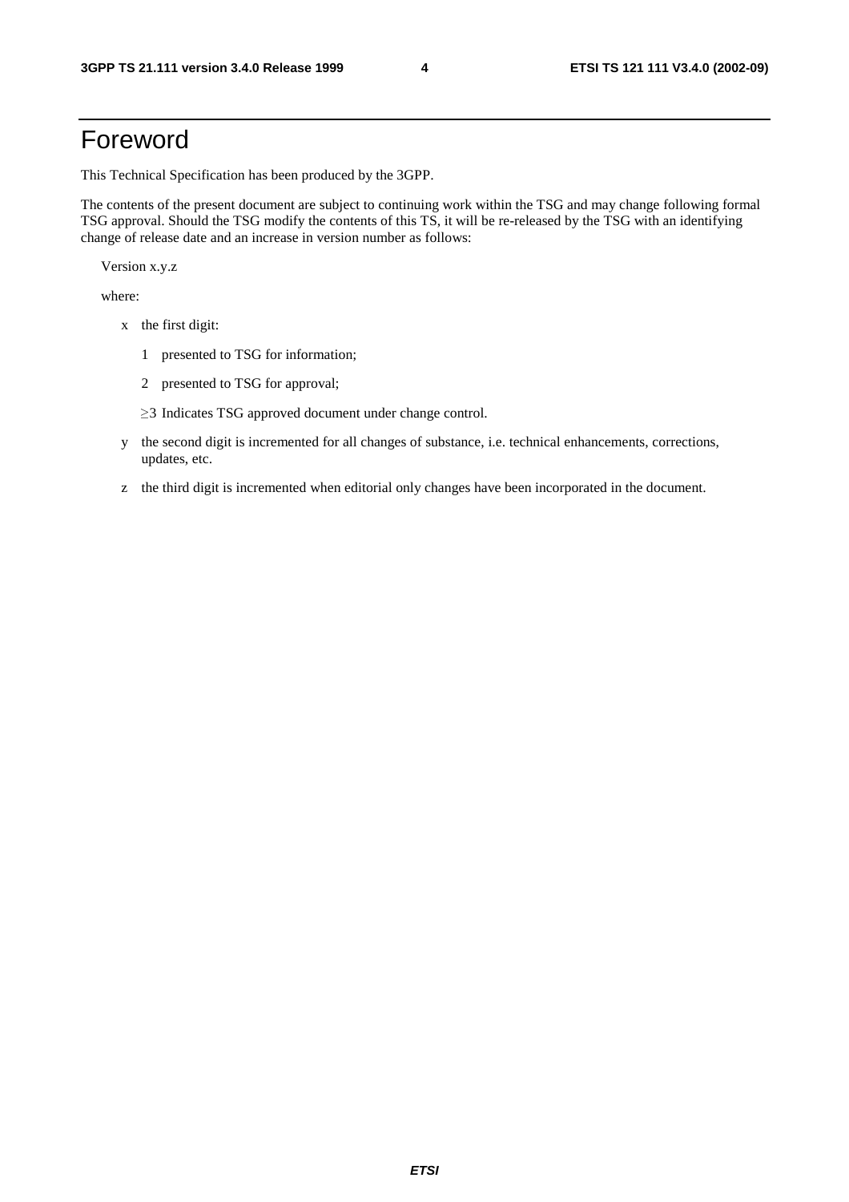# Foreword

This Technical Specification has been produced by the 3GPP.

The contents of the present document are subject to continuing work within the TSG and may change following formal TSG approval. Should the TSG modify the contents of this TS, it will be re-released by the TSG with an identifying change of release date and an increase in version number as follows:

Version x.y.z

where:

- x the first digit:
  - 1 presented to TSG for information;
  - 2 presented to TSG for approval;
  - ≥3 Indicates TSG approved document under change control.
- y the second digit is incremented for all changes of substance, i.e. technical enhancements, corrections, updates, etc.
- z the third digit is incremented when editorial only changes have been incorporated in the document.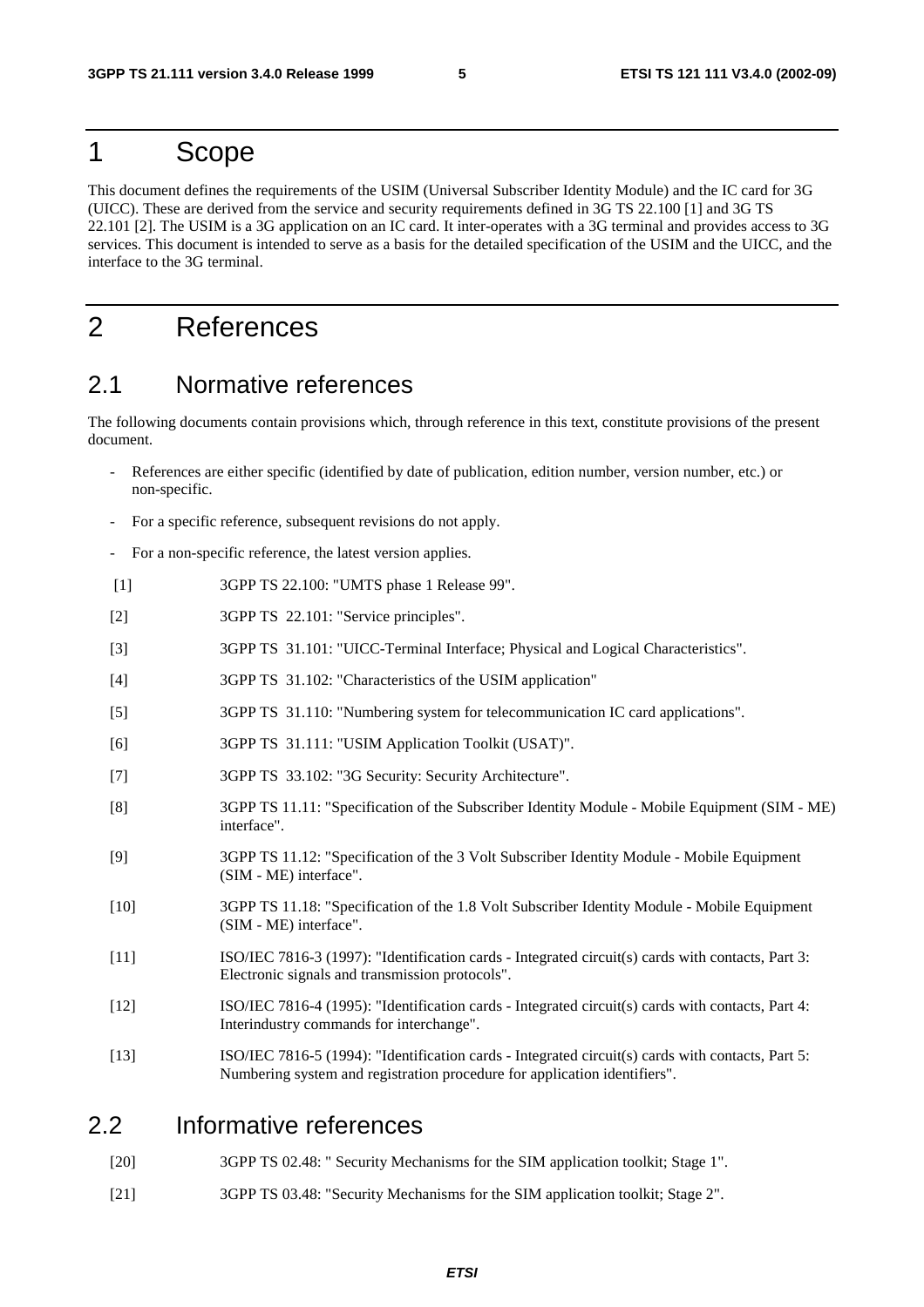# 1 Scope

This document defines the requirements of the USIM (Universal Subscriber Identity Module) and the IC card for 3G (UICC). These are derived from the service and security requirements defined in 3G TS 22.100 [1] and 3G TS 22.101 [2]. The USIM is a 3G application on an IC card. It inter-operates with a 3G terminal and provides access to 3G services. This document is intended to serve as a basis for the detailed specification of the USIM and the UICC, and the interface to the 3G terminal.

# 2 References

## 2.1 Normative references

The following documents contain provisions which, through reference in this text, constitute provisions of the present document.

- References are either specific (identified by date of publication, edition number, version number, etc.) or non-specific.
- For a specific reference, subsequent revisions do not apply.
- For a non-specific reference, the latest version applies.

[1] 3GPP TS 22.100: "UMTS phase 1 Release 99".

[2] 3GPP TS 22.101: "Service principles".

[3] 3GPP TS 31.101: "UICC-Terminal Interface; Physical and Logical Characteristics".

[4] 3GPP TS 31.102: "Characteristics of the USIM application"

[5] 3GPP TS 31.110: "Numbering system for telecommunication IC card applications".

[6] 3GPP TS 31.111: "USIM Application Toolkit (USAT)".

[7] 3GPP TS 33.102: "3G Security: Security Architecture".

[8] 3GPP TS 11.11: "Specification of the Subscriber Identity Module - Mobile Equipment (SIM - ME) interface".

[9] 3GPP TS 11.12: "Specification of the 3 Volt Subscriber Identity Module - Mobile Equipment (SIM - ME) interface".

[10] 3GPP TS 11.18: "Specification of the 1.8 Volt Subscriber Identity Module - Mobile Equipment (SIM - ME) interface".

[11] ISO/IEC 7816-3 (1997): "Identification cards - Integrated circuit(s) cards with contacts, Part 3: Electronic signals and transmission protocols".

[12] ISO/IEC 7816-4 (1995): "Identification cards - Integrated circuit(s) cards with contacts, Part 4: Interindustry commands for interchange".

[13] ISO/IEC 7816-5 (1994): "Identification cards - Integrated circuit(s) cards with contacts, Part 5: Numbering system and registration procedure for application identifiers".

## 2.2 Informative references

[20] 3GPP TS 02.48: " Security Mechanisms for the SIM application toolkit; Stage 1".

[21] 3GPP TS 03.48: "Security Mechanisms for the SIM application toolkit; Stage 2".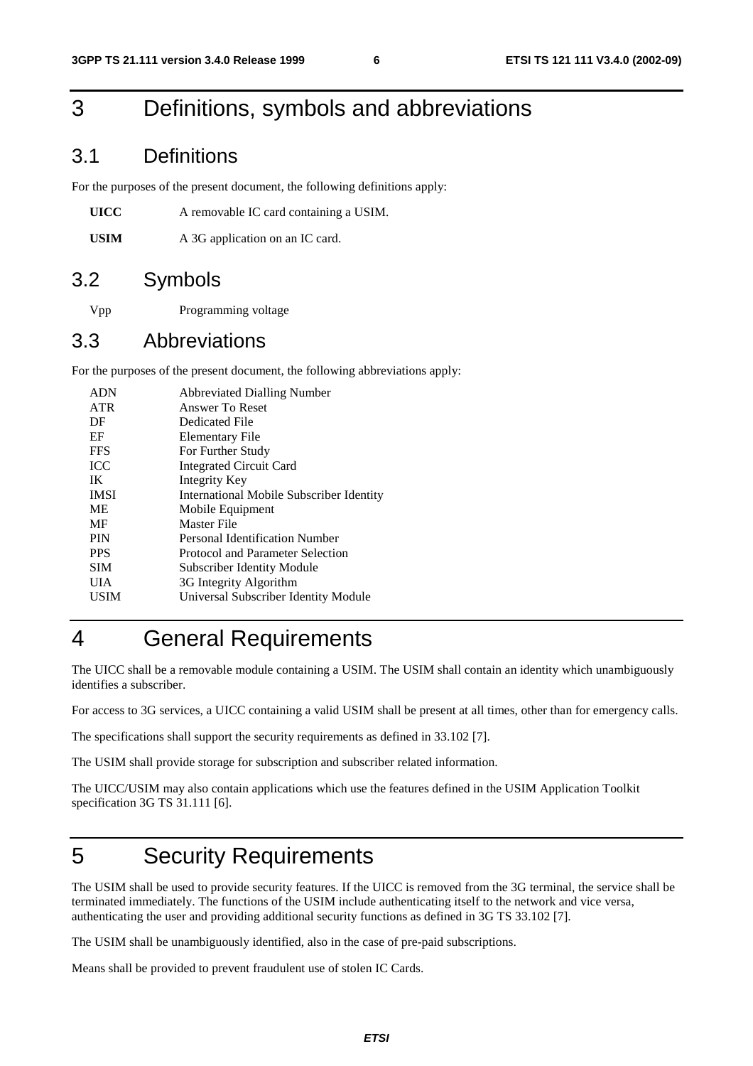# 3 Definitions, symbols and abbreviations

## 3.1 Definitions

For the purposes of the present document, the following definitions apply:

**UICC** A removable IC card containing a USIM.

**USIM** A 3G application on an IC card.

## 3.2 Symbols

Vpp Programming voltage

## 3.3 Abbreviations

For the purposes of the present document, the following abbreviations apply:

| | |
|---|---|
| ADN | Abbreviated Dialling Number |
| ATR | Answer To Reset |
| DF | Dedicated File |
| EF | Elementary File |
| FFS | For Further Study |
| ICC | Integrated Circuit Card |
| IK | Integrity Key |
| IMSI | International Mobile Subscriber Identity |
| ME | Mobile Equipment |
| MF | Master File |
| PIN | Personal Identification Number |
| PPS | Protocol and Parameter Selection |
| SIM | Subscriber Identity Module |
| UIA | 3G Integrity Algorithm |
| USIM | Universal Subscriber Identity Module |

# 4 General Requirements

The UICC shall be a removable module containing a USIM. The USIM shall contain an identity which unambiguously identifies a subscriber.

For access to 3G services, a UICC containing a valid USIM shall be present at all times, other than for emergency calls.

The specifications shall support the security requirements as defined in 33.102 [7].

The USIM shall provide storage for subscription and subscriber related information.

The UICC/USIM may also contain applications which use the features defined in the USIM Application Toolkit specification 3G TS 31.111 [6].

# 5 Security Requirements

The USIM shall be used to provide security features. If the UICC is removed from the 3G terminal, the service shall be terminated immediately. The functions of the USIM include authenticating itself to the network and vice versa, authenticating the user and providing additional security functions as defined in 3G TS 33.102 [7].

The USIM shall be unambiguously identified, also in the case of pre-paid subscriptions.

Means shall be provided to prevent fraudulent use of stolen IC Cards.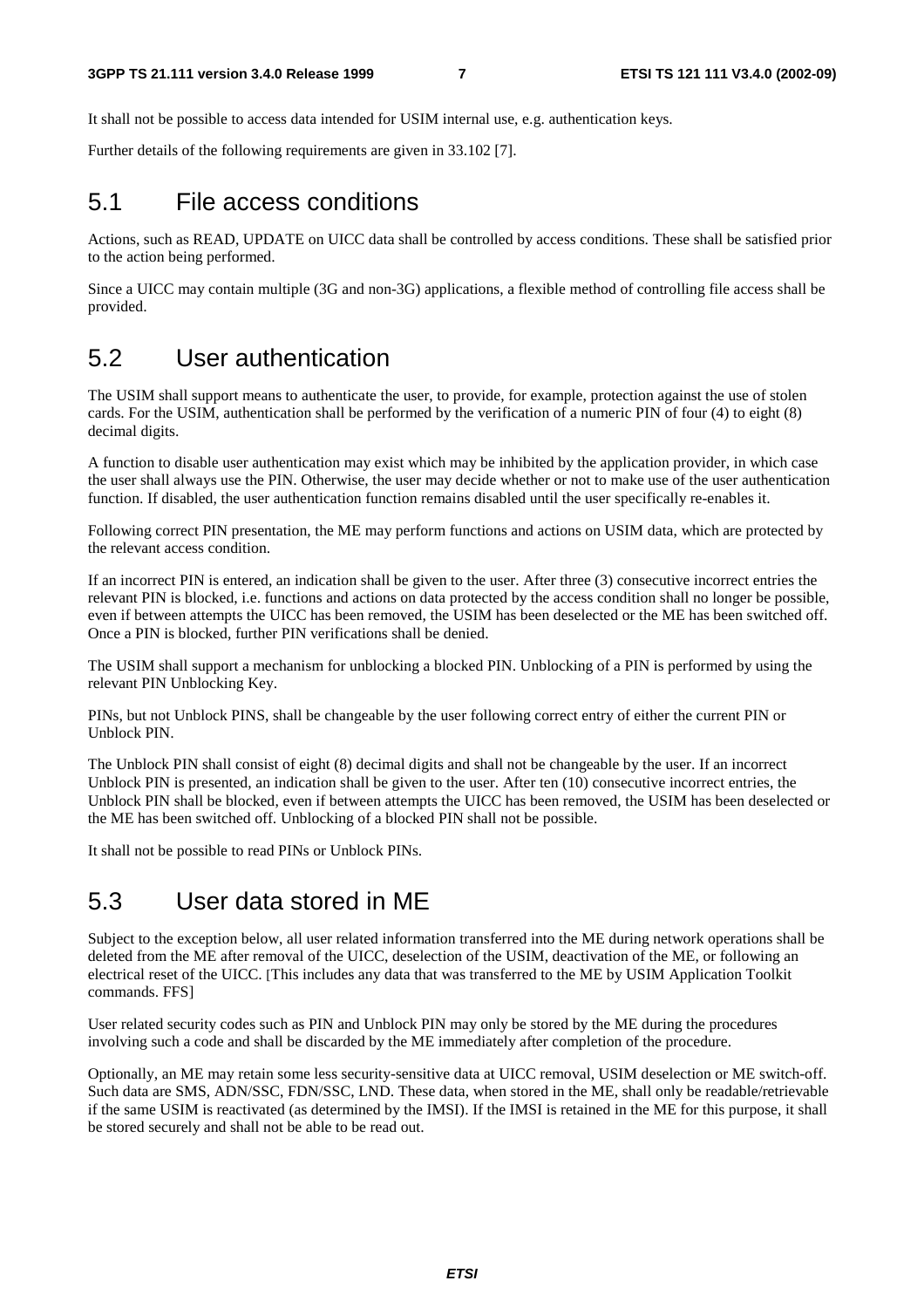It shall not be possible to access data intended for USIM internal use, e.g. authentication keys.

Further details of the following requirements are given in 33.102 [7].

## 5.1 File access conditions

Actions, such as READ, UPDATE on UICC data shall be controlled by access conditions. These shall be satisfied prior to the action being performed.

Since a UICC may contain multiple (3G and non-3G) applications, a flexible method of controlling file access shall be provided.

## 5.2 User authentication

The USIM shall support means to authenticate the user, to provide, for example, protection against the use of stolen cards. For the USIM, authentication shall be performed by the verification of a numeric PIN of four (4) to eight (8) decimal digits.

A function to disable user authentication may exist which may be inhibited by the application provider, in which case the user shall always use the PIN. Otherwise, the user may decide whether or not to make use of the user authentication function. If disabled, the user authentication function remains disabled until the user specifically re-enables it.

Following correct PIN presentation, the ME may perform functions and actions on USIM data, which are protected by the relevant access condition.

If an incorrect PIN is entered, an indication shall be given to the user. After three (3) consecutive incorrect entries the relevant PIN is blocked, i.e. functions and actions on data protected by the access condition shall no longer be possible, even if between attempts the UICC has been removed, the USIM has been deselected or the ME has been switched off. Once a PIN is blocked, further PIN verifications shall be denied.

The USIM shall support a mechanism for unblocking a blocked PIN. Unblocking of a PIN is performed by using the relevant PIN Unblocking Key.

PINs, but not Unblock PINS, shall be changeable by the user following correct entry of either the current PIN or Unblock PIN.

The Unblock PIN shall consist of eight (8) decimal digits and shall not be changeable by the user. If an incorrect Unblock PIN is presented, an indication shall be given to the user. After ten (10) consecutive incorrect entries, the Unblock PIN shall be blocked, even if between attempts the UICC has been removed, the USIM has been deselected or the ME has been switched off. Unblocking of a blocked PIN shall not be possible.

It shall not be possible to read PINs or Unblock PINs.

## 5.3 User data stored in ME

Subject to the exception below, all user related information transferred into the ME during network operations shall be deleted from the ME after removal of the UICC, deselection of the USIM, deactivation of the ME, or following an electrical reset of the UICC. [This includes any data that was transferred to the ME by USIM Application Toolkit commands. FFS]

User related security codes such as PIN and Unblock PIN may only be stored by the ME during the procedures involving such a code and shall be discarded by the ME immediately after completion of the procedure.

Optionally, an ME may retain some less security-sensitive data at UICC removal, USIM deselection or ME switch-off. Such data are SMS, ADN/SSC, FDN/SSC, LND. These data, when stored in the ME, shall only be readable/retrievable if the same USIM is reactivated (as determined by the IMSI). If the IMSI is retained in the ME for this purpose, it shall be stored securely and shall not be able to be read out.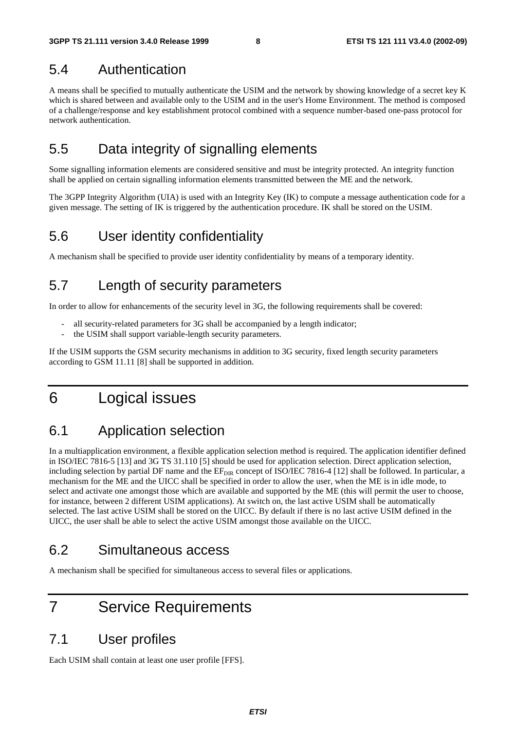## 5.4 Authentication

A means shall be specified to mutually authenticate the USIM and the network by showing knowledge of a secret key K which is shared between and available only to the USIM and in the user's Home Environment. The method is composed of a challenge/response and key establishment protocol combined with a sequence number-based one-pass protocol for network authentication.

## 5.5 Data integrity of signalling elements

Some signalling information elements are considered sensitive and must be integrity protected. An integrity function shall be applied on certain signalling information elements transmitted between the ME and the network.

The 3GPP Integrity Algorithm (UIA) is used with an Integrity Key (IK) to compute a message authentication code for a given message. The setting of IK is triggered by the authentication procedure. IK shall be stored on the USIM.

## 5.6 User identity confidentiality

A mechanism shall be specified to provide user identity confidentiality by means of a temporary identity.

## 5.7 Length of security parameters

In order to allow for enhancements of the security level in 3G, the following requirements shall be covered:

- all security-related parameters for 3G shall be accompanied by a length indicator;
- the USIM shall support variable-length security parameters.

If the USIM supports the GSM security mechanisms in addition to 3G security, fixed length security parameters according to GSM 11.11 [8] shall be supported in addition.

# 6 Logical issues

## 6.1 Application selection

In a multiapplication environment, a flexible application selection method is required. The application identifier defined in ISO/IEC 7816-5 [13] and 3G TS 31.110 [5] should be used for application selection. Direct application selection, including selection by partial DF name and the $EF_{DIR}$ concept of ISO/IEC 7816-4 [12] shall be followed. In particular, a mechanism for the ME and the UICC shall be specified in order to allow the user, when the ME is in idle mode, to select and activate one amongst those which are available and supported by the ME (this will permit the user to choose, for instance, between 2 different USIM applications). At switch on, the last active USIM shall be automatically selected. The last active USIM shall be stored on the UICC. By default if there is no last active USIM defined in the UICC, the user shall be able to select the active USIM amongst those available on the UICC.

## 6.2 Simultaneous access

A mechanism shall be specified for simultaneous access to several files or applications.

# 7 Service Requirements

## 7.1 User profiles

Each USIM shall contain at least one user profile [FFS].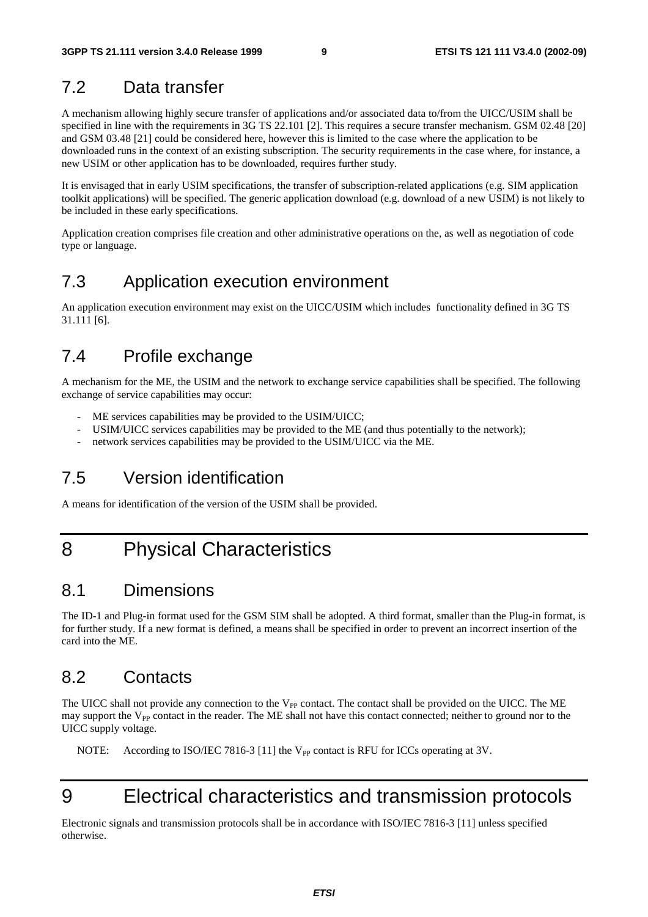## 7.2 Data transfer

A mechanism allowing highly secure transfer of applications and/or associated data to/from the UICC/USIM shall be specified in line with the requirements in 3G TS 22.101 [2]. This requires a secure transfer mechanism. GSM 02.48 [20] and GSM 03.48 [21] could be considered here, however this is limited to the case where the application to be downloaded runs in the context of an existing subscription. The security requirements in the case where, for instance, a new USIM or other application has to be downloaded, requires further study.

It is envisaged that in early USIM specifications, the transfer of subscription-related applications (e.g. SIM application toolkit applications) will be specified. The generic application download (e.g. download of a new USIM) is not likely to be included in these early specifications.

Application creation comprises file creation and other administrative operations on the, as well as negotiation of code type or language.

## 7.3 Application execution environment

An application execution environment may exist on the UICC/USIM which includes functionality defined in 3G TS 31.111 [6].

## 7.4 Profile exchange

A mechanism for the ME, the USIM and the network to exchange service capabilities shall be specified. The following exchange of service capabilities may occur:

- ME services capabilities may be provided to the USIM/UICC;
- USIM/UICC services capabilities may be provided to the ME (and thus potentially to the network);
- network services capabilities may be provided to the USIM/UICC via the ME.

## 7.5 Version identification

A means for identification of the version of the USIM shall be provided.

# 8 Physical Characteristics

## 8.1 Dimensions

The ID-1 and Plug-in format used for the GSM SIM shall be adopted. A third format, smaller than the Plug-in format, is for further study. If a new format is defined, a means shall be specified in order to prevent an incorrect insertion of the card into the ME.

## 8.2 Contacts

The UICC shall not provide any connection to the $V_{PP}$ contact. The contact shall be provided on the UICC. The ME may support the $V_{PP}$ contact in the reader. The ME shall not have this contact connected; neither to ground nor to the UICC supply voltage.

NOTE: According to ISO/IEC 7816-3 [11] the $V_{PP}$ contact is RFU for ICCs operating at 3V.

# 9 Electrical characteristics and transmission protocols

Electronic signals and transmission protocols shall be in accordance with ISO/IEC 7816-3 [11] unless specified otherwise.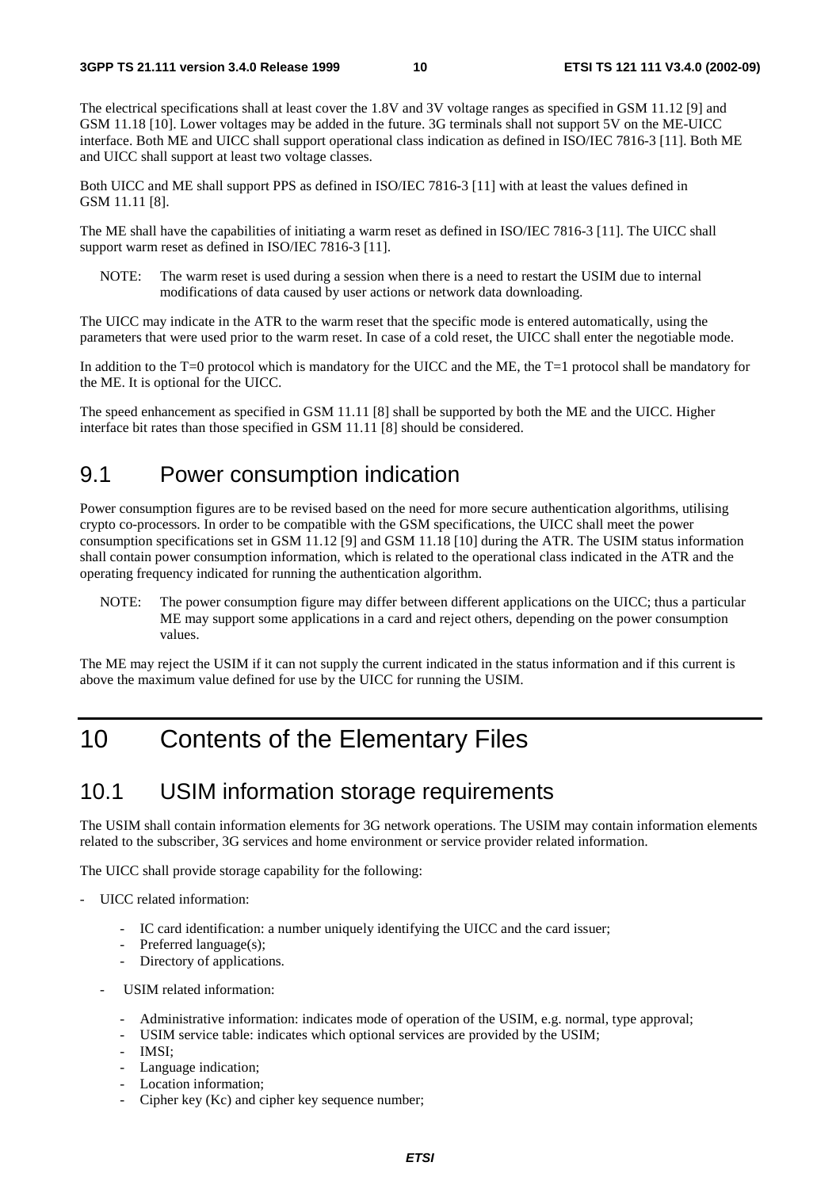The electrical specifications shall at least cover the 1.8V and 3V voltage ranges as specified in GSM 11.12 [9] and GSM 11.18 [10]. Lower voltages may be added in the future. 3G terminals shall not support 5V on the ME-UICC interface. Both ME and UICC shall support operational class indication as defined in ISO/IEC 7816-3 [11]. Both ME and UICC shall support at least two voltage classes.

Both UICC and ME shall support PPS as defined in ISO/IEC 7816-3 [11] with at least the values defined in GSM 11.11 [8].

The ME shall have the capabilities of initiating a warm reset as defined in ISO/IEC 7816-3 [11]. The UICC shall support warm reset as defined in ISO/IEC 7816-3 [11].

NOTE: The warm reset is used during a session when there is a need to restart the USIM due to internal modifications of data caused by user actions or network data downloading.

The UICC may indicate in the ATR to the warm reset that the specific mode is entered automatically, using the parameters that were used prior to the warm reset. In case of a cold reset, the UICC shall enter the negotiable mode.

In addition to the T=0 protocol which is mandatory for the UICC and the ME, the T=1 protocol shall be mandatory for the ME. It is optional for the UICC.

The speed enhancement as specified in GSM 11.11 [8] shall be supported by both the ME and the UICC. Higher interface bit rates than those specified in GSM 11.11 [8] should be considered.

## 9.1 Power consumption indication

Power consumption figures are to be revised based on the need for more secure authentication algorithms, utilising crypto co-processors. In order to be compatible with the GSM specifications, the UICC shall meet the power consumption specifications set in GSM 11.12 [9] and GSM 11.18 [10] during the ATR. The USIM status information shall contain power consumption information, which is related to the operational class indicated in the ATR and the operating frequency indicated for running the authentication algorithm.

NOTE: The power consumption figure may differ between different applications on the UICC; thus a particular ME may support some applications in a card and reject others, depending on the power consumption values.

The ME may reject the USIM if it can not supply the current indicated in the status information and if this current is above the maximum value defined for use by the UICC for running the USIM.

# 10 Contents of the Elementary Files

## 10.1 USIM information storage requirements

The USIM shall contain information elements for 3G network operations. The USIM may contain information elements related to the subscriber, 3G services and home environment or service provider related information.

The UICC shall provide storage capability for the following:

- UICC related information:
  - IC card identification: a number uniquely identifying the UICC and the card issuer;
  - Preferred language(s);
  - Directory of applications.
- USIM related information:
  - Administrative information: indicates mode of operation of the USIM, e.g. normal, type approval;
  - USIM service table: indicates which optional services are provided by the USIM;
  - IMSI;
  - Language indication;
  - Location information;
  - Cipher key (Kc) and cipher key sequence number;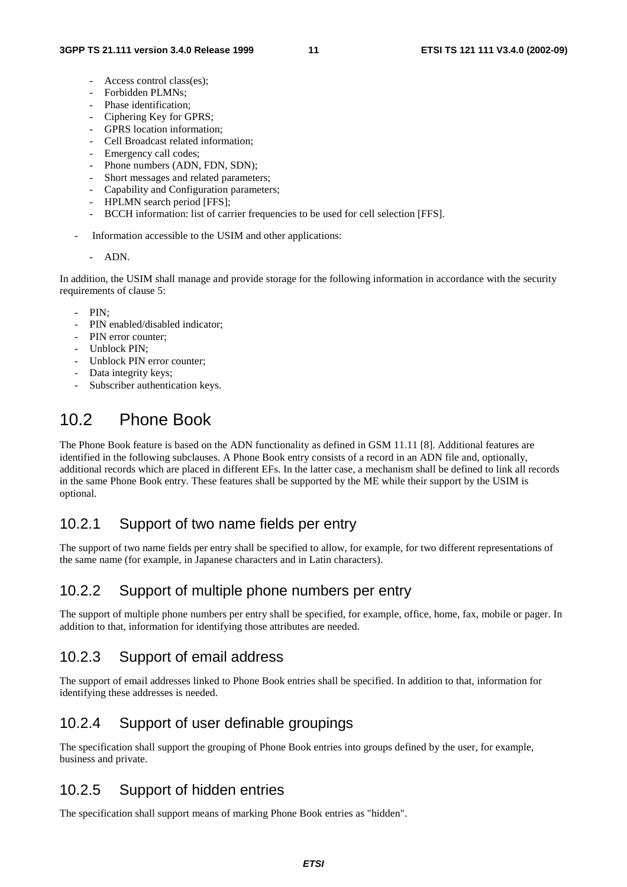- Access control class(es);
- Forbidden PLMNs;
- Phase identification;
- Ciphering Key for GPRS;
- GPRS location information;
- Cell Broadcast related information;
- Emergency call codes;
- Phone numbers (ADN, FDN, SDN);
- Short messages and related parameters;
- Capability and Configuration parameters;
- HPLMN search period [FFS];
- BCCH information: list of carrier frequencies to be used for cell selection [FFS].

- Information accessible to the USIM and other applications:
  - ADN.

In addition, the USIM shall manage and provide storage for the following information in accordance with the security requirements of clause 5:

- PIN;
- PIN enabled/disabled indicator;
- PIN error counter;
- Unblock PIN;
- Unblock PIN error counter;
- Data integrity keys;
- Subscriber authentication keys.

## 10.2 Phone Book

The Phone Book feature is based on the ADN functionality as defined in GSM 11.11 [8]. Additional features are identified in the following subclauses. A Phone Book entry consists of a record in an ADN file and, optionally, additional records which are placed in different EFs. In the latter case, a mechanism shall be defined to link all records in the same Phone Book entry. These features shall be supported by the ME while their support by the USIM is optional.

### 10.2.1 Support of two name fields per entry

The support of two name fields per entry shall be specified to allow, for example, for two different representations of the same name (for example, in Japanese characters and in Latin characters).

### 10.2.2 Support of multiple phone numbers per entry

The support of multiple phone numbers per entry shall be specified, for example, office, home, fax, mobile or pager. In addition to that, information for identifying those attributes are needed.

### 10.2.3 Support of email address

The support of email addresses linked to Phone Book entries shall be specified. In addition to that, information for identifying these addresses is needed.

### 10.2.4 Support of user definable groupings

The specification shall support the grouping of Phone Book entries into groups defined by the user, for example, business and private.

### 10.2.5 Support of hidden entries

The specification shall support means of marking Phone Book entries as "hidden".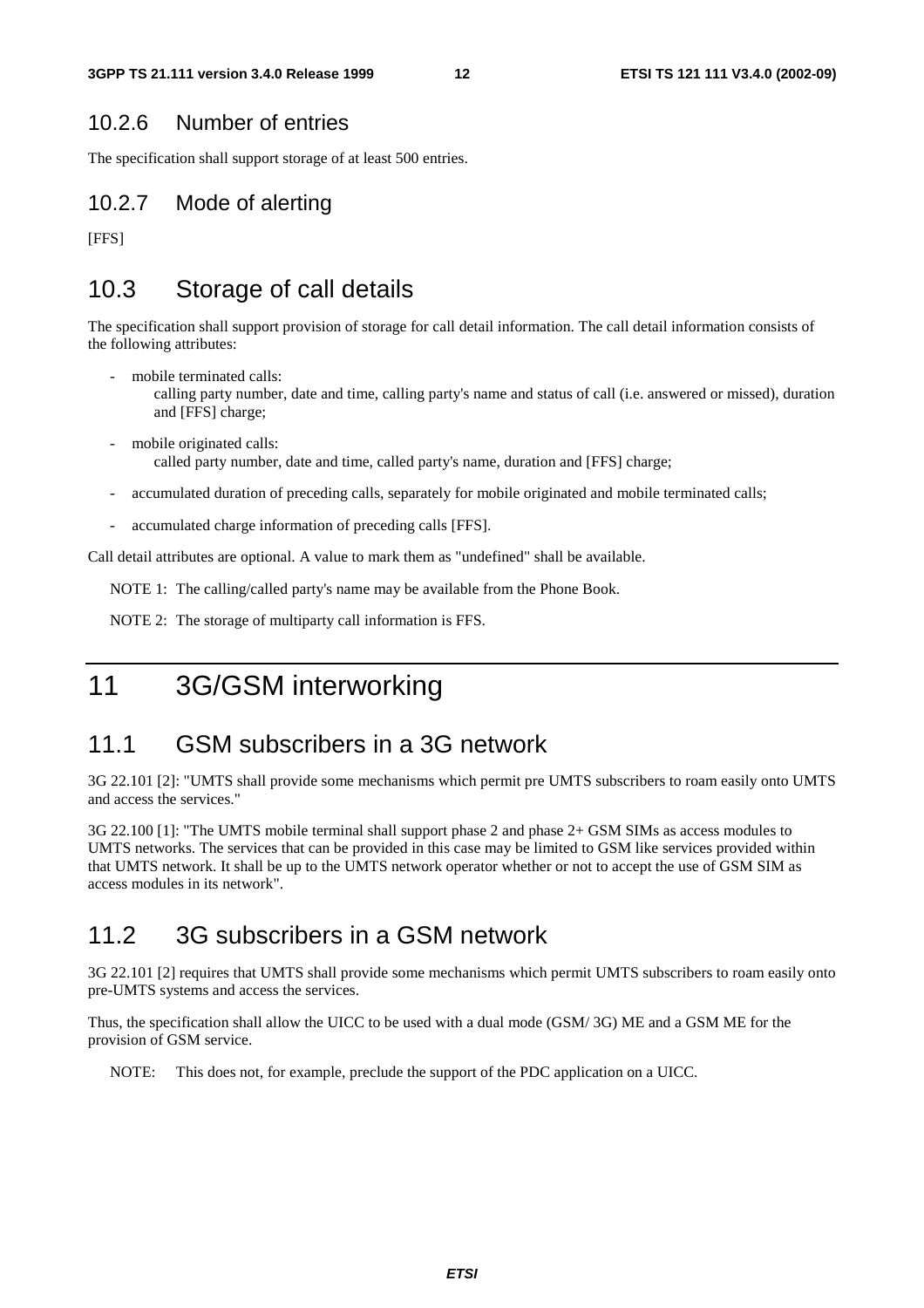### 10.2.6 Number of entries

The specification shall support storage of at least 500 entries.

### 10.2.7 Mode of alerting

[FFS]

## 10.3 Storage of call details

The specification shall support provision of storage for call detail information. The call detail information consists of the following attributes:

- mobile terminated calls:
  calling party number, date and time, calling party's name and status of call (i.e. answered or missed), duration and [FFS] charge;
- mobile originated calls:
  called party number, date and time, called party's name, duration and [FFS] charge;
- accumulated duration of preceding calls, separately for mobile originated and mobile terminated calls;
- accumulated charge information of preceding calls [FFS].

Call detail attributes are optional. A value to mark them as "undefined" shall be available.

NOTE 1: The calling/called party's name may be available from the Phone Book.

NOTE 2: The storage of multiparty call information is FFS.

# 11 3G/GSM interworking

## 11.1 GSM subscribers in a 3G network

3G 22.101 [2]: "UMTS shall provide some mechanisms which permit pre UMTS subscribers to roam easily onto UMTS and access the services."

3G 22.100 [1]: "The UMTS mobile terminal shall support phase 2 and phase 2+ GSM SIMs as access modules to UMTS networks. The services that can be provided in this case may be limited to GSM like services provided within that UMTS network. It shall be up to the UMTS network operator whether or not to accept the use of GSM SIM as access modules in its network".

## 11.2 3G subscribers in a GSM network

3G 22.101 [2] requires that UMTS shall provide some mechanisms which permit UMTS subscribers to roam easily onto pre-UMTS systems and access the services.

Thus, the specification shall allow the UICC to be used with a dual mode (GSM/ 3G) ME and a GSM ME for the provision of GSM service.

NOTE: This does not, for example, preclude the support of the PDC application on a UICC.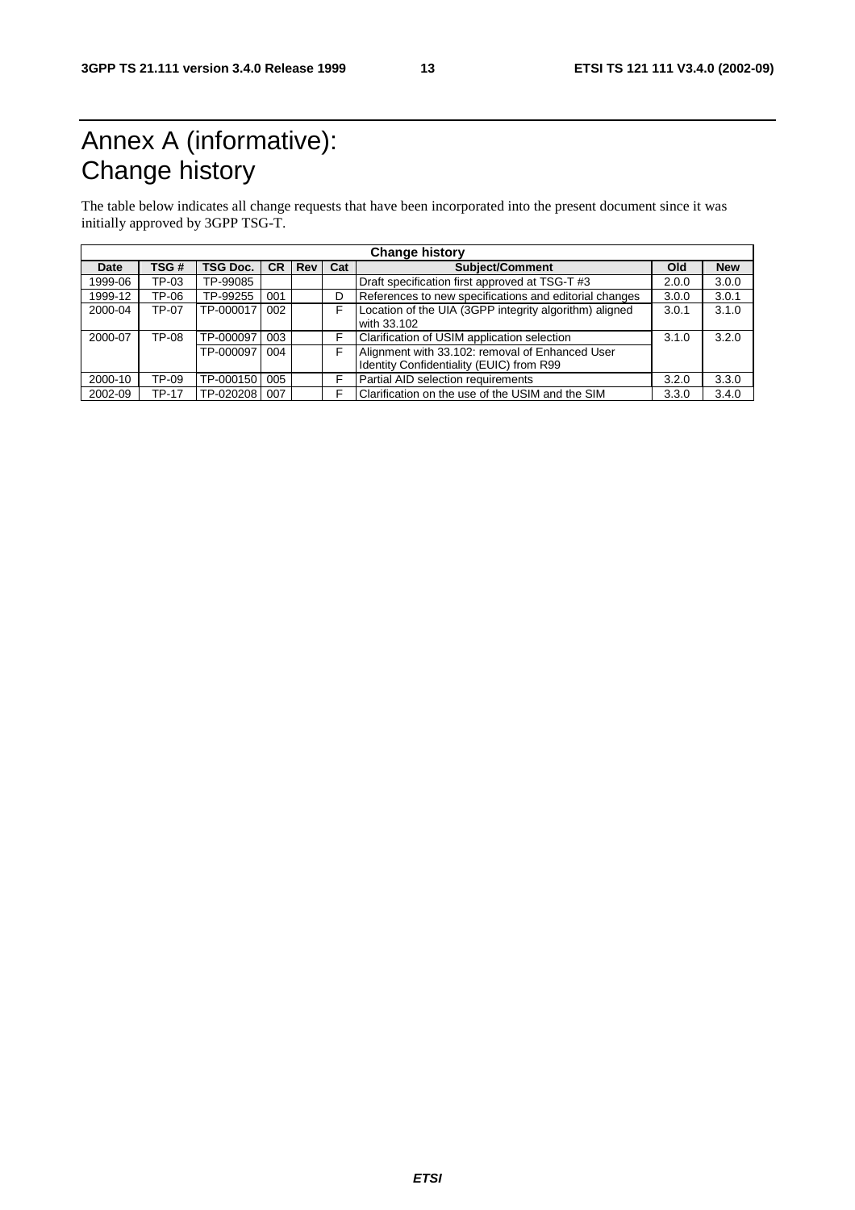# Annex A (informative): Change history

The table below indicates all change requests that have been incorporated into the present document since it was initially approved by 3GPP TSG-T.

| Change history | | | | | | | | |
|---|---|---|---|---|---|---|---|---|
| **Date** | **TSG #** | **TSG Doc.** | **CR** | **Rev** | **Cat** | **Subject/Comment** | **Old** | **New** |
| 1999-06 | TP-03 | TP-99085 | | | | Draft specification first approved at TSG-T #3 | 2.0.0 | 3.0.0 |
| 1999-12 | TP-06 | TP-99255 | 001 | | D | References to new specifications and editorial changes | 3.0.0 | 3.0.1 |
| 2000-04 | TP-07 | TP-000017 | 002 | | F | Location of the UIA (3GPP integrity algorithm) aligned with 33.102 | 3.0.1 | 3.1.0 |
| 2000-07 | TP-08 | TP-000097 | 003 | | F | Clarification of USIM application selection | 3.1.0 | 3.2.0 |
| | | TP-000097 | 004 | | F | Alignment with 33.102: removal of Enhanced User Identity Confidentiality (EUIC) from R99 | | |
| 2000-10 | TP-09 | TP-000150 | 005 | | F | Partial AID selection requirements | 3.2.0 | 3.3.0 |
| 2002-09 | TP-17 | TP-020208 | 007 | | F | Clarification on the use of the USIM and the SIM | 3.3.0 | 3.4.0 |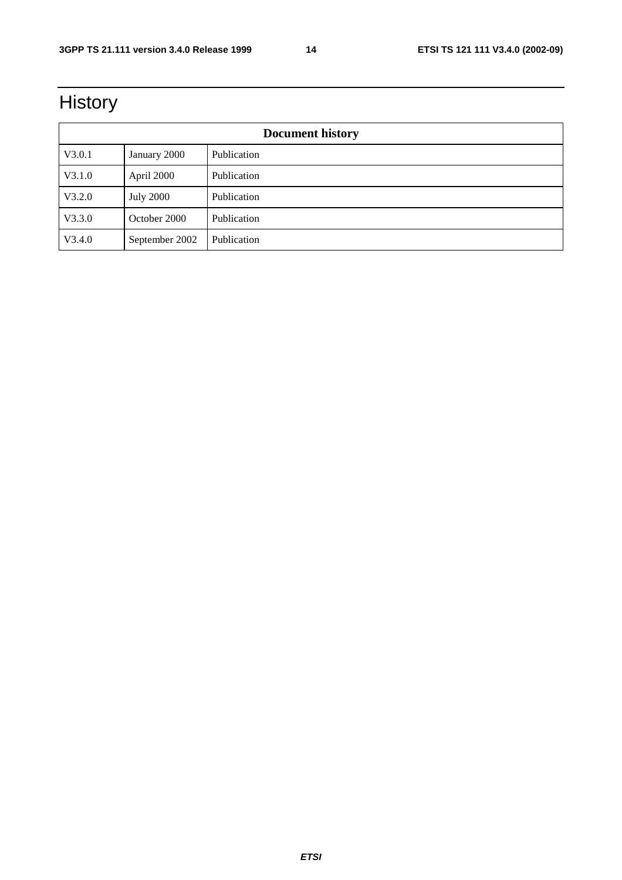# History

| Document history | | |
|---|---|---|
| V3.0.1 | January 2000 | Publication |
| V3.1.0 | April 2000 | Publication |
| V3.2.0 | July 2000 | Publication |
| V3.3.0 | October 2000 | Publication |
| V3.4.0 | September 2002 | Publication |